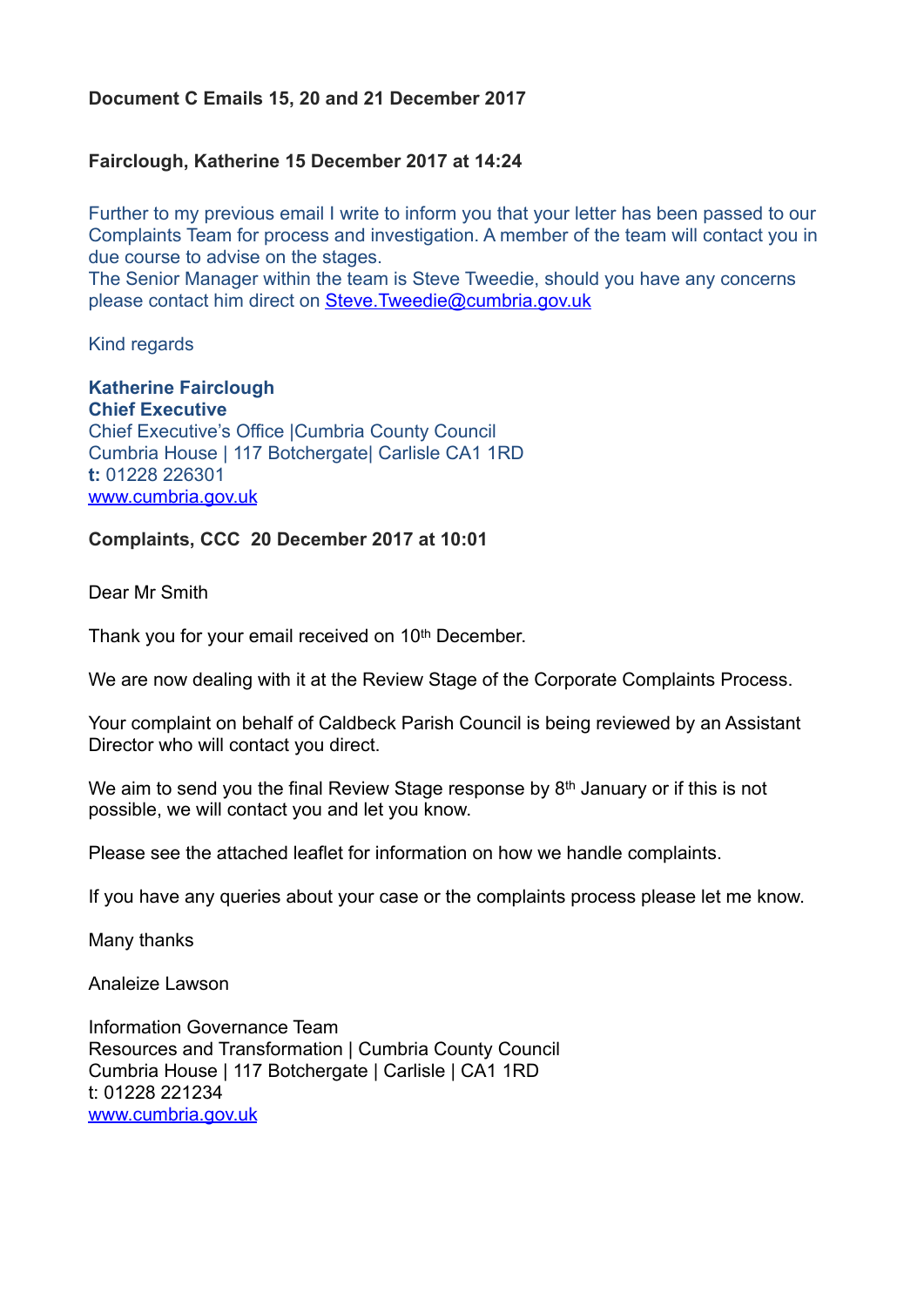**Document C Emails 15, 20 and 21 December 2017**

**Fairclough, Katherine 15 December 2017 at 14:24**

Further to my previous email I write to inform you that your letter has been passed to our Complaints Team for process and investigation. A member of the team will contact you in due course to advise on the stages.
The Senior Manager within the team is Steve Tweedie, should you have any concerns please contact him direct on Steve.Tweedie@cumbria.gov.uk

Kind regards

**Katherine Fairclough**
**Chief Executive**
Chief Executive's Office |Cumbria County Council
Cumbria House | 117 Botchergate| Carlisle CA1 1RD
**t:** 01228 226301
www.cumbria.gov.uk

**Complaints, CCC 20 December 2017 at 10:01**

Dear Mr Smith

Thank you for your email received on 10th December.

We are now dealing with it at the Review Stage of the Corporate Complaints Process.

Your complaint on behalf of Caldbeck Parish Council is being reviewed by an Assistant Director who will contact you direct.

We aim to send you the final Review Stage response by 8th January or if this is not possible, we will contact you and let you know.

Please see the attached leaflet for information on how we handle complaints.

If you have any queries about your case or the complaints process please let me know.

Many thanks

Analeize Lawson

Information Governance Team
Resources and Transformation | Cumbria County Council
Cumbria House | 117 Botchergate | Carlisle | CA1 1RD
t: 01228 221234
www.cumbria.gov.uk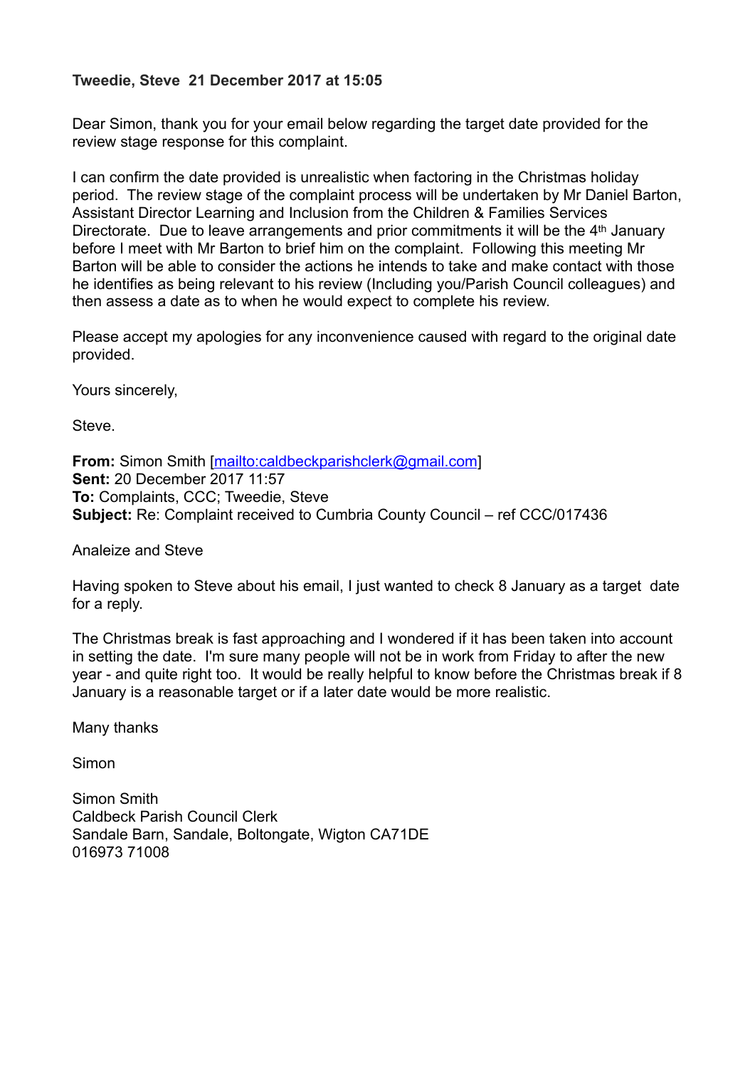**Tweedie, Steve  21 December 2017 at 15:05**

Dear Simon, thank you for your email below regarding the target date provided for the review stage response for this complaint.

I can confirm the date provided is unrealistic when factoring in the Christmas holiday period.  The review stage of the complaint process will be undertaken by Mr Daniel Barton, Assistant Director Learning and Inclusion from the Children & Families Services Directorate.  Due to leave arrangements and prior commitments it will be the 4th January before I meet with Mr Barton to brief him on the complaint.  Following this meeting Mr Barton will be able to consider the actions he intends to take and make contact with those he identifies as being relevant to his review (Including you/Parish Council colleagues) and then assess a date as to when he would expect to complete his review.

Please accept my apologies for any inconvenience caused with regard to the original date provided.

Yours sincerely,

Steve.

**From:** Simon Smith [mailto:caldbeckparishclerk@gmail.com]
**Sent:** 20 December 2017 11:57
**To:** Complaints, CCC; Tweedie, Steve
**Subject:** Re: Complaint received to Cumbria County Council – ref CCC/017436

Analeize and Steve

Having spoken to Steve about his email, I just wanted to check 8 January as a target  date for a reply.

The Christmas break is fast approaching and I wondered if it has been taken into account in setting the date.  I'm sure many people will not be in work from Friday to after the new year - and quite right too.  It would be really helpful to know before the Christmas break if 8 January is a reasonable target or if a later date would be more realistic.

Many thanks

Simon

Simon Smith
Caldbeck Parish Council Clerk
Sandale Barn, Sandale, Boltongate, Wigton CA71DE
016973 71008